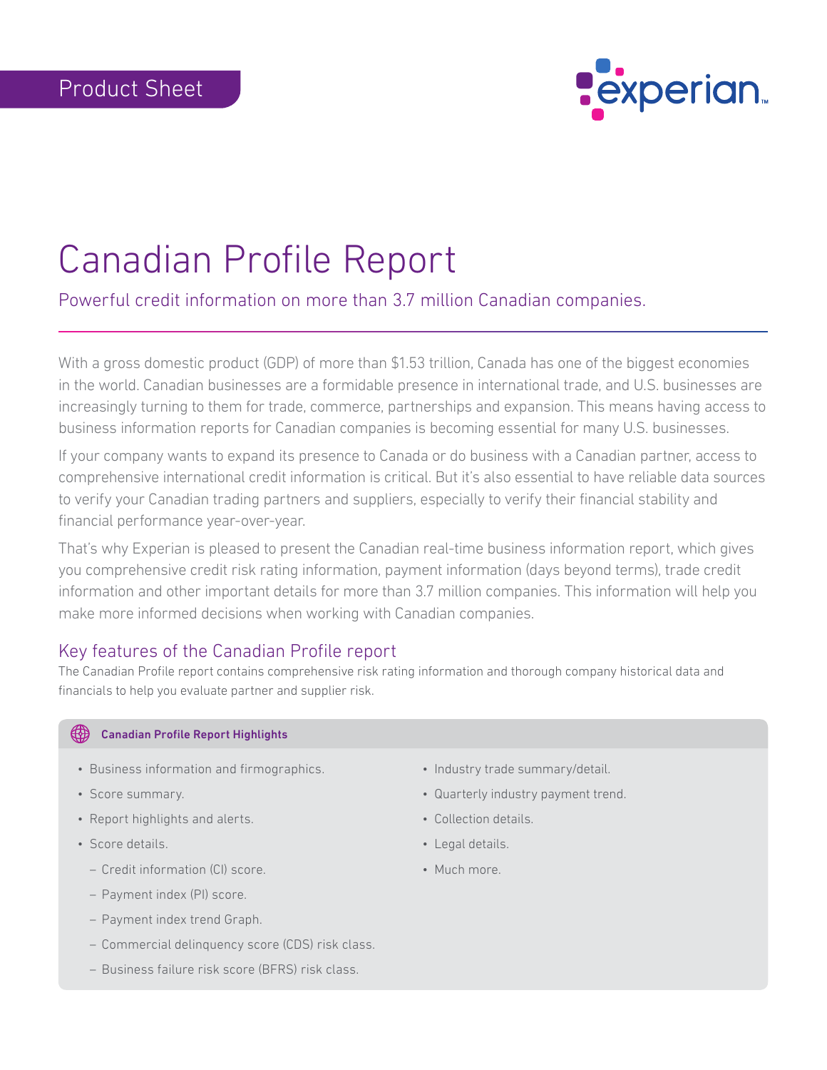Product Sheet

# Canadian Profile Report

Powerful credit information on more than 3.7 million Canadian companies.

With a gross domestic product (GDP) of more than $1.53 trillion, Canada has one of the biggest economies in the world. Canadian businesses are a formidable presence in international trade, and U.S. businesses are increasingly turning to them for trade, commerce, partnerships and expansion. This means having access to business information reports for Canadian companies is becoming essential for many U.S. businesses.

If your company wants to expand its presence to Canada or do business with a Canadian partner, access to comprehensive international credit information is critical. But it's also essential to have reliable data sources to verify your Canadian trading partners and suppliers, especially to verify their financial stability and financial performance year-over-year.

That's why Experian is pleased to present the Canadian real-time business information report, which gives you comprehensive credit risk rating information, payment information (days beyond terms), trade credit information and other important details for more than 3.7 million companies. This information will help you make more informed decisions when working with Canadian companies.

## Key features of the Canadian Profile report

The Canadian Profile report contains comprehensive risk rating information and thorough company historical data and financials to help you evaluate partner and supplier risk.

### Canadian Profile Report Highlights

- Business information and firmographics.
- Score summary.
- Report highlights and alerts.
- Score details.
  - Credit information (CI) score.
  - Payment index (PI) score.
  - Payment index trend Graph.
  - Commercial delinquency score (CDS) risk class.
  - Business failure risk score (BFRS) risk class.
- Industry trade summary/detail.
- Quarterly industry payment trend.
- Collection details.
- Legal details.
- Much more.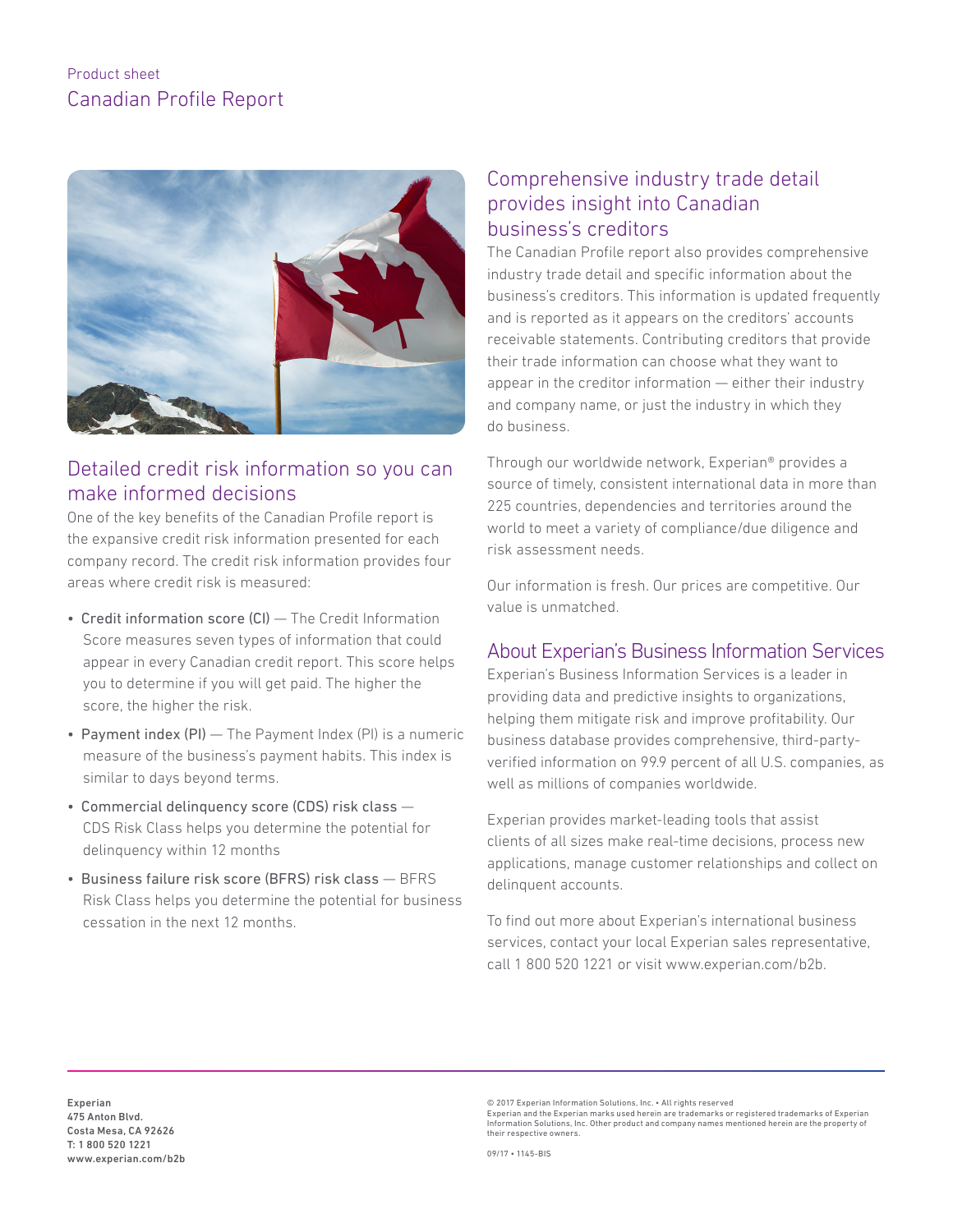Product sheet

Canadian Profile Report

## Detailed credit risk information so you can make informed decisions

One of the key benefits of the Canadian Profile report is the expansive credit risk information presented for each company record. The credit risk information provides four areas where credit risk is measured:

- Credit information score (CI) — The Credit Information Score measures seven types of information that could appear in every Canadian credit report. This score helps you to determine if you will get paid. The higher the score, the higher the risk.
- Payment index (PI) — The Payment Index (PI) is a numeric measure of the business's payment habits. This index is similar to days beyond terms.
- Commercial delinquency score (CDS) risk class — CDS Risk Class helps you determine the potential for delinquency within 12 months
- Business failure risk score (BFRS) risk class — BFRS Risk Class helps you determine the potential for business cessation in the next 12 months.

## Comprehensive industry trade detail provides insight into Canadian business's creditors

The Canadian Profile report also provides comprehensive industry trade detail and specific information about the business's creditors. This information is updated frequently and is reported as it appears on the creditors' accounts receivable statements. Contributing creditors that provide their trade information can choose what they want to appear in the creditor information — either their industry and company name, or just the industry in which they do business.

Through our worldwide network, Experian® provides a source of timely, consistent international data in more than 225 countries, dependencies and territories around the world to meet a variety of compliance/due diligence and risk assessment needs.

Our information is fresh. Our prices are competitive. Our value is unmatched.

## About Experian's Business Information Services

Experian's Business Information Services is a leader in providing data and predictive insights to organizations, helping them mitigate risk and improve profitability. Our business database provides comprehensive, third-party-verified information on 99.9 percent of all U.S. companies, as well as millions of companies worldwide.

Experian provides market-leading tools that assist clients of all sizes make real-time decisions, process new applications, manage customer relationships and collect on delinquent accounts.

To find out more about Experian's international business services, contact your local Experian sales representative, call 1 800 520 1221 or visit www.experian.com/b2b.

Experian
475 Anton Blvd.
Costa Mesa, CA 92626
T: 1 800 520 1221
www.experian.com/b2b

© 2017 Experian Information Solutions, Inc. • All rights reserved
Experian and the Experian marks used herein are trademarks or registered trademarks of Experian Information Solutions, Inc. Other product and company names mentioned herein are the property of their respective owners.

09/17 • 1145-BIS